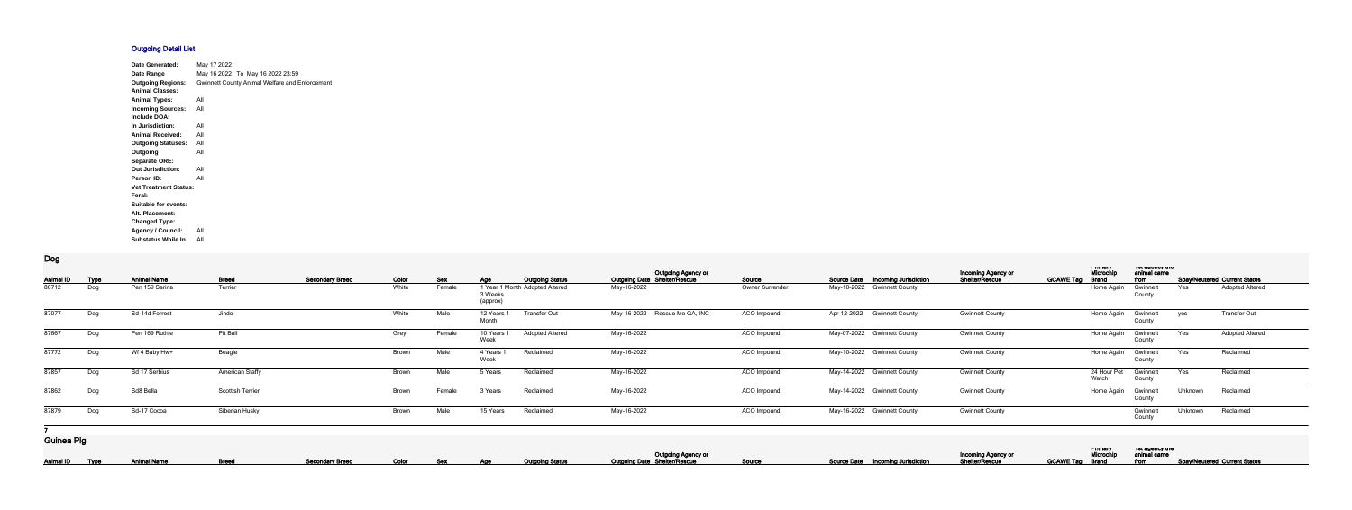## Outgoing Detail List

| | |
|---|---|
| **Date Generated:** | May 17 2022 |
| **Date Range** | May 16 2022 To May 16 2022 23:59 |
| **Outgoing Regions:** | Gwinnett County Animal Welfare and Enforcement |
| **Animal Classes:** | |
| **Animal Types:** | All |
| **Incoming Sources:** | All |
| **Include DOA:** | |
| **In Jurisdiction:** | All |
| **Animal Received:** | All |
| **Outgoing Statuses:** | All |
| **Outgoing** | All |
| **Separate ORE:** | |
| **Out Jurisdiction:** | All |
| **Person ID:** | All |
| **Vet Treatment Status:** | |
| **Feral:** | |
| **Suitable for events:** | |
| **Alt. Placement:** | |
| **Changed Type:** | |
| **Agency / Council:** | All |
| **Substatus While In** | All |

### Dog

| Animal ID | Type | Animal Name | Breed | Secondary Breed | Color | Sex | Age | Outgoing Status | Outgoing Date | Outgoing Agency or Shelter/Rescue | Source | Source Date | Incoming Jurisdiction | Incoming Agency or Shelter/Rescue | GCAWE Tag | Primary Microchip Brand | 1st agency the animal came from | Spay/Neutered | Current Status |
|---|---|---|---|---|---|---|---|---|---|---|---|---|---|---|---|---|---|---|---|
| 86712 | Dog | Pen 159 Sarina | Terrier | | White | Female | 1 Year 1 Month 3 Weeks (approx) | Adopted Altered | May-16-2022 | | Owner Surrender | May-10-2022 | Gwinnett County | | | Home Again | Gwinnett County | Yes | Adopted Altered |
| 87077 | Dog | Sd-14d Forrest | Jindo | | White | Male | 12 Years 1 Month | Transfer Out | May-16-2022 | Rescue Me GA, INC | ACO Impound | Apr-12-2022 | Gwinnett County | Gwinnett County | | Home Again | Gwinnett County | yes | Transfer Out |
| 87667 | Dog | Pen 169 Ruthie | Pit Bull | | Grey | Female | 10 Years 1 Week | Adopted Altered | May-16-2022 | | ACO Impound | May-07-2022 | Gwinnett County | Gwinnett County | | Home Again | Gwinnett County | Yes | Adopted Altered |
| 87772 | Dog | Wf 4 Baby Hw+ | Beagle | | Brown | Male | 4 Years 1 Week | Reclaimed | May-16-2022 | | ACO Impound | May-10-2022 | Gwinnett County | Gwinnett County | | Home Again | Gwinnett County | Yes | Reclaimed |
| 87857 | Dog | Sd 17 Sarbius | American Staffy | | Brown | Male | 5 Years | Reclaimed | May-16-2022 | | ACO Impound | May-14-2022 | Gwinnett County | Gwinnett County | | 24 Hour Pet Watch | Gwinnett County | Yes | Reclaimed |
| 87862 | Dog | Sd8 Bella | Scottish Terrier | | Brown | Female | 3 Years | Reclaimed | May-16-2022 | | ACO Impound | May-14-2022 | Gwinnett County | Gwinnett County | | Home Again | Gwinnett County | Unknown | Reclaimed |
| 87879 | Dog | Sd-17 Cocoa | Siberian Husky | | Brown | Male | 15 Years | Reclaimed | May-16-2022 | | ACO Impound | May-16-2022 | Gwinnett County | Gwinnett County | | | Gwinnett County | Unknown | Reclaimed |

7

### Guinea Pig

| Animal ID | Type | Animal Name | Breed | Secondary Breed | Color | Sex | Age | Outgoing Status | Outgoing Date | Outgoing Agency or Shelter/Rescue | Source | Source Date | Incoming Jurisdiction | Incoming Agency or Shelter/Rescue | GCAWE Tag | Primary Microchip Brand | 1st agency the animal came from | Spay/Neutered | Current Status |
|---|---|---|---|---|---|---|---|---|---|---|---|---|---|---|---|---|---|---|---|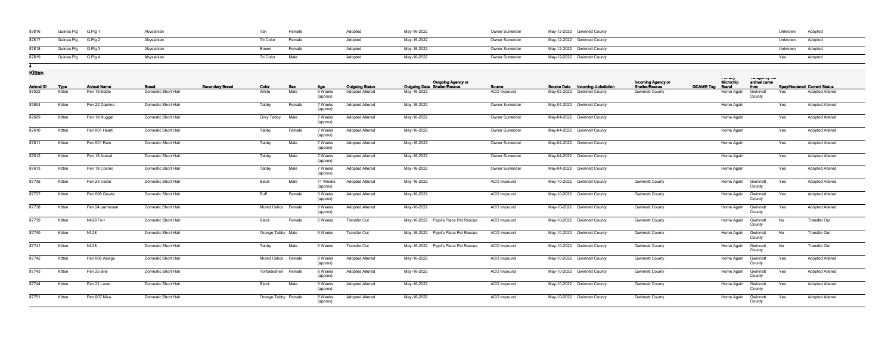| | | | | | | | | | | | | | | | | | | | | |
|---|---|---|---|---|---|---|---|---|---|---|---|---|---|---|---|---|---|---|---|---|
| 87816 | Guinea Pig | G.Pig 1 | Abyssinian | | Tan | Female | | Adopted | May-16-2022 | | Owner Surrender | May-12-2022 | Gwinnett County | | | | | Unknown | Adopted |
| 87817 | Guinea Pig | G.Pig 2 | Abyssinian | | Tri Color | Female | | Adopted | May-16-2022 | | Owner Surrender | May-12-2022 | Gwinnett County | | | | | Unknown | Adopted |
| 87818 | Guinea Pig | G.Pig 3 | Abyssinian | | Brown | Female | | Adopted | May-16-2022 | | Owner Surrender | May-12-2022 | Gwinnett County | | | | | Unknown | Adopted |
| 87819 | Guinea Pig | G.Pig 4 | Abyssinian | | Tri Color | Male | | Adopted | May-16-2022 | | Owner Surrender | May-12-2022 | Gwinnett County | | | | | Yes | Adopted |

**4**

## Kitten

| Animal ID | Type | Animal Name | Breed | Secondary Breed | Color | Sex | Age | Outgoing Status | Outgoing Date | Outgoing Agency or Shelter/Rescue | Source | Source Date | Incoming Jurisdiction | Incoming Agency or Shelter/Rescue | GCAWE Tag | Primary Microchip Brand | Pet agency the animal came from | Spay/Neutered | Current Status |
|---|---|---|---|---|---|---|---|---|---|---|---|---|---|---|---|---|---|---|---|
| 87532 | Kitten | Pen 19 Eddie | Domestic Short Hair | | White | Male | 9 Weeks (approx) | Adopted Altered | May-16-2022 | | ACO Impound | May-02-2022 | Gwinnett County | Gwinnett County | | Home Again | Gwinnett County | Yes | Adopted Altered |
| 87604 | Kitten | Pen 22 Daphne | Domestic Short Hair | | Tabby | Female | 7 Weeks (approx) | Adopted Altered | May-16-2022 | | Owner Surrender | May-04-2022 | Gwinnett County | | | Home Again | | Yes | Adopted Altered |
| 87609 | Kitten | Pen 18 Nugget | Domestic Short Hair | | Grey Tabby | Male | 7 Weeks (approx) | Adopted Altered | May-16-2022 | | Owner Surrender | May-04-2022 | Gwinnett County | | | Home Again | | Yes | Adopted Altered |
| 87610 | Kitten | Pen 001 Heart | Domestic Short Hair | | Tabby | Female | 7 Weeks (approx) | Adopted Altered | May-16-2022 | | Owner Surrender | May-04-2022 | Gwinnett County | | | Home Again | | Yes | Adopted Altered |
| 87611 | Kitten | Pen 001 Rain | Domestic Short Hair | | Tabby | Male | 7 Weeks (approx) | Adopted Altered | May-16-2022 | | Owner Surrender | May-04-2022 | Gwinnett County | | | Home Again | | Yes | Adopted Altered |
| 87612 | Kitten | Pen 18 Arenal | Domestic Short Hair | | Tabby | Male | 7 Weeks (approx) | Adopted Altered | May-16-2022 | | Owner Surrender | May-04-2022 | Gwinnett County | | | Home Again | | Yes | Adopted Altered |
| 87613 | Kitten | Pen 18 Cosmo | Domestic Short Hair | | Tabby | Male | 7 Weeks (approx) | Adopted Altered | May-16-2022 | | Owner Surrender | May-04-2022 | Gwinnett County | | | Home Again | | Yes | Adopted Altered |
| 87736 | Kitten | Pen 23 Vader | Domestic Short Hair | | Black | Male | 11 Weeks (approx) | Adopted Altered | May-16-2022 | | ACO Impound | May-10-2022 | Gwinnett County | Gwinnett County | | Home Again | Gwinnett County | Yes | Adopted Altered |
| 87737 | Kitten | Pen 006 Gouda | Domestic Short Hair | | Buff | Female | 9 Weeks (approx) | Adopted Altered | May-16-2022 | | ACO Impound | May-10-2022 | Gwinnett County | Gwinnett County | | Home Again | Gwinnett County | Yes | Adopted Altered |
| 87738 | Kitten | Pen 24 parmesan | Domestic Short Hair | | Muted Calico | Female | 9 Weeks (approx) | Adopted Altered | May-16-2022 | | ACO Impound | May-10-2022 | Gwinnett County | Gwinnett County | | Home Again | Gwinnett County | Yes | Adopted Altered |
| 87739 | Kitten | Nf-28 Fiv+ | Domestic Short Hair | | Black | Female | 6 Weeks | Transfer Out | May-16-2022 | Pippi's Place Pet Rescue | ACO Impound | May-10-2022 | Gwinnett County | Gwinnett County | | Home Again | Gwinnett County | No | Transfer Out |
| 87740 | Kitten | Nf-28 | Domestic Short Hair | | Orange Tabby | Male | 5 Weeks | Transfer Out | May-16-2022 | Pippi's Place Pet Rescue | ACO Impound | May-10-2022 | Gwinnett County | Gwinnett County | | Home Again | Gwinnett County | No | Transfer Out |
| 87741 | Kitten | Nf-28 | Domestic Short Hair | | Tabby | Male | 5 Weeks | Transfer Out | May-16-2022 | Pippi's Place Pet Rescue | ACO Impound | May-10-2022 | Gwinnett County | Gwinnett County | | Home Again | Gwinnett County | No | Transfer Out |
| 87742 | Kitten | Pen 005 Asiago | Domestic Short Hair | | Muted Calico | Female | 8 Weeks (approx) | Adopted Altered | May-16-2022 | | ACO Impound | May-10-2022 | Gwinnett County | Gwinnett County | | Home Again | Gwinnett County | Yes | Adopted Altered |
| 87743 | Kitten | Pen 25 Brie | Domestic Short Hair | | Tortoiseshell | Female | 8 Weeks (approx) | Adopted Altered | May-16-2022 | | ACO Impound | May-10-2022 | Gwinnett County | Gwinnett County | | Home Again | Gwinnett County | Yes | Adopted Altered |
| 87744 | Kitten | Pen 21 Lover | Domestic Short Hair | | Black | Male | 9 Weeks (approx) | Adopted Altered | May-16-2022 | | ACO Impound | May-10-2022 | Gwinnett County | Gwinnett County | | Home Again | Gwinnett County | Yes | Adopted Altered |
| 87751 | Kitten | Pen 007 Nika | Domestic Short Hair | | Orange Tabby | Female | 8 Weeks (approx) | Adopted Altered | May-16-2022 | | ACO Impound | May-10-2022 | Gwinnett County | Gwinnett County | | Home Again | Gwinnett County | Yes | Adopted Altered |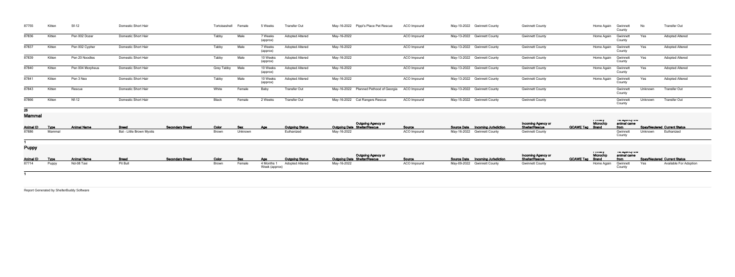| Animal ID | Type | Animal Name | Breed | Secondary Breed | Color | Sex | Age | Outgoing Status | Outgoing Date | Outgoing Agency or Shelter/Rescue | Source | Source Date | Incoming Jurisdiction | Incoming Agency or Shelter/Rescue | GCAWE Tag | Primary Microchip Brand | 1st agency the animal came from | Spay/Neutered | Current Status |
|---|---|---|---|---|---|---|---|---|---|---|---|---|---|---|---|---|---|---|---|
| 87755 | Kitten | Sf-12 | Domestic Short Hair | | Tortoiseshell | Female | 5 Weeks | Transfer Out | May-16-2022 | Pippi's Place Pet Rescue | ACO Impound | May-10-2022 | Gwinnett County | Gwinnett County | | Home Again | Gwinnett County | No | Transfer Out |
| 87836 | Kitten | Pen 002 Dozer | Domestic Short Hair | | Tabby | Male | 7 Weeks (approx) | Adopted Altered | May-16-2022 | | ACO Impound | May-13-2022 | Gwinnett County | Gwinnett County | | Home Again | Gwinnett County | Yes | Adopted Altered |
| 87837 | Kitten | Pen 002 Cypher | Domestic Short Hair | | Tabby | Male | 7 Weeks (approx) | Adopted Altered | May-16-2022 | | ACO Impound | May-13-2022 | Gwinnett County | Gwinnett County | | Home Again | Gwinnett County | Yes | Adopted Altered |
| 87839 | Kitten | Pen 20 Noodles | Domestic Short Hair | | Tabby | Male | 10 Weeks (approx) | Adopted Altered | May-16-2022 | | ACO Impound | May-13-2022 | Gwinnett County | Gwinnett County | | Home Again | Gwinnett County | Yes | Adopted Altered |
| 87840 | Kitten | Pen 004 Morpheus | Domestic Short Hair | | Grey Tabby | Male | 10 Weeks (approx) | Adopted Altered | May-16-2022 | | ACO Impound | May-13-2022 | Gwinnett County | Gwinnett County | | Home Again | Gwinnett County | Yes | Adopted Altered |
| 87841 | Kitten | Pen 3 Neo | Domestic Short Hair | | Tabby | Male | 10 Weeks (approx) | Adopted Altered | May-16-2022 | | ACO Impound | May-13-2022 | Gwinnett County | Gwinnett County | | Home Again | Gwinnett County | Yes | Adopted Altered |
| 87843 | Kitten | Rescue | Domestic Short Hair | | White | Female | Baby | Transfer Out | May-16-2022 | Planned Pethood of Georgia | ACO Impound | May-13-2022 | Gwinnett County | Gwinnett County | | | Gwinnett County | Unknown | Transfer Out |
| 87866 | Kitten | Nf-12 | Domestic Short Hair | | Black | Female | 2 Weeks | Transfer Out | May-16-2022 | Cat Rangers Rescue | ACO Impound | May-15-2022 | Gwinnett County | Gwinnett County | | | Gwinnett County | Unknown | Transfer Out |

**25**

## Mammal

| Animal ID | Type | Animal Name | Breed | Secondary Breed | Color | Sex | Age | Outgoing Status | Outgoing Date | Outgoing Agency or Shelter/Rescue | Source | Source Date | Incoming Jurisdiction | Incoming Agency or Shelter/Rescue | GCAWE Tag | Primary Microchip Brand | 1st agency the animal came from | Spay/Neutered | Current Status |
|---|---|---|---|---|---|---|---|---|---|---|---|---|---|---|---|---|---|---|---|
| 87886 | Mammal | | Bat - Little Brown Myotis | | Brown | Unknown | | Euthanized | May-16-2022 | | ACO Impound | May-16-2022 | Gwinnett County | Gwinnett County | | | Gwinnett County | Unknown | Euthanized |

**1**

## Puppy

| Animal ID | Type | Animal Name | Breed | Secondary Breed | Color | Sex | Age | Outgoing Status | Outgoing Date | Outgoing Agency or Shelter/Rescue | Source | Source Date | Incoming Jurisdiction | Incoming Agency or Shelter/Rescue | GCAWE Tag | Primary Microchip Brand | 1st agency the animal came from | Spay/Neutered | Current Status |
|---|---|---|---|---|---|---|---|---|---|---|---|---|---|---|---|---|---|---|---|
| 87714 | Puppy | Nd-08 Taxi | Pit Bull | | Brown | Female | 4 Months 1 Week (approx) | Adopted Altered | May-16-2022 | | ACO Impound | May-09-2022 | Gwinnett County | Gwinnett County | | Home Again | Gwinnett County | Yes | Available For Adoption |

**1**

Report Generated by ShelterBuddy Software